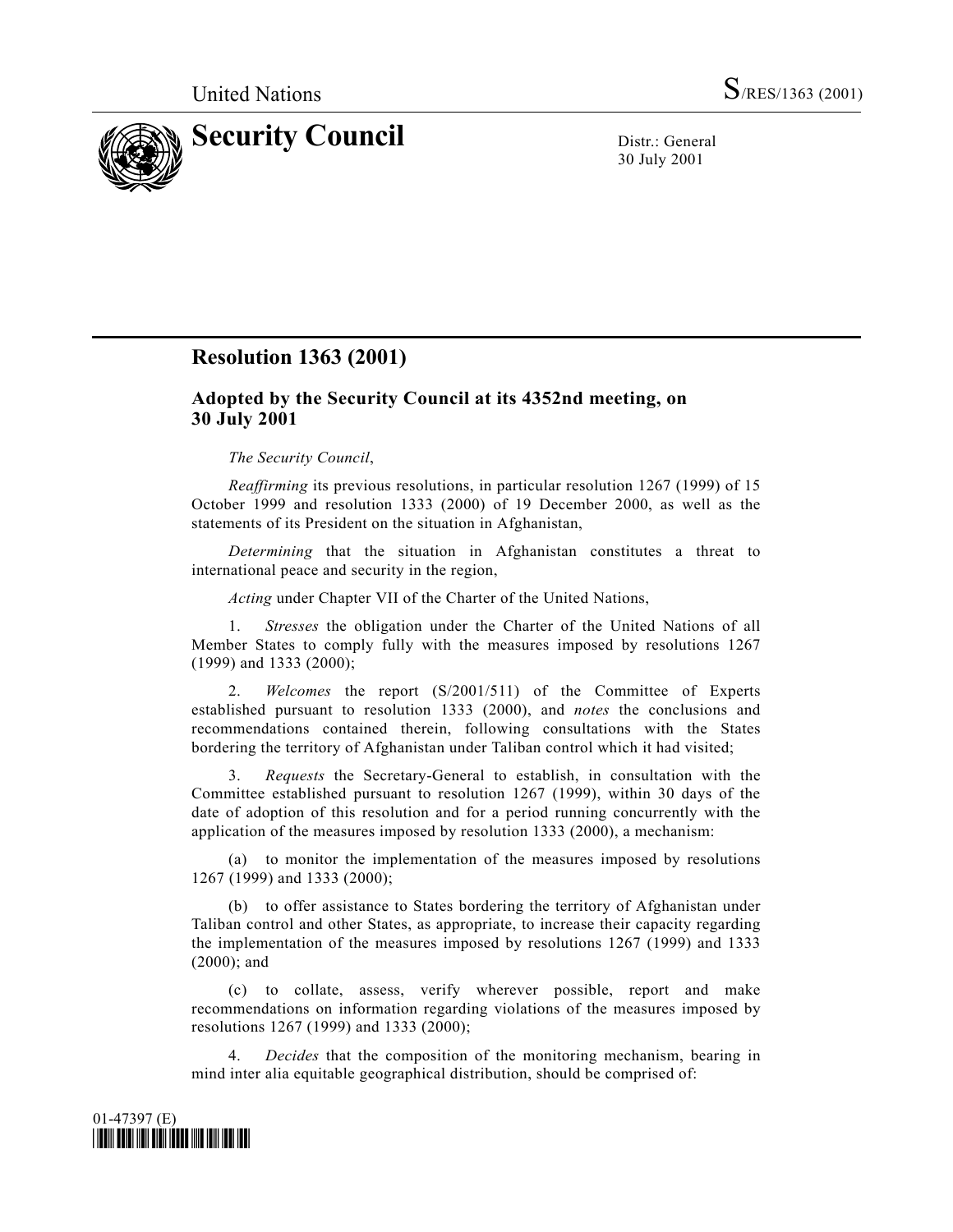United Nations S/RES/1363 (2001)

# Security Council

Distr.: General
30 July 2001

## Resolution 1363 (2001)

### Adopted by the Security Council at its 4352nd meeting, on 30 July 2001

*The Security Council*,

*Reaffirming* its previous resolutions, in particular resolution 1267 (1999) of 15 October 1999 and resolution 1333 (2000) of 19 December 2000, as well as the statements of its President on the situation in Afghanistan,

*Determining* that the situation in Afghanistan constitutes a threat to international peace and security in the region,

*Acting* under Chapter VII of the Charter of the United Nations,

1. *Stresses* the obligation under the Charter of the United Nations of all Member States to comply fully with the measures imposed by resolutions 1267 (1999) and 1333 (2000);

2. *Welcomes* the report (S/2001/511) of the Committee of Experts established pursuant to resolution 1333 (2000), and *notes* the conclusions and recommendations contained therein, following consultations with the States bordering the territory of Afghanistan under Taliban control which it had visited;

3. *Requests* the Secretary-General to establish, in consultation with the Committee established pursuant to resolution 1267 (1999), within 30 days of the date of adoption of this resolution and for a period running concurrently with the application of the measures imposed by resolution 1333 (2000), a mechanism:

(a) to monitor the implementation of the measures imposed by resolutions 1267 (1999) and 1333 (2000);

(b) to offer assistance to States bordering the territory of Afghanistan under Taliban control and other States, as appropriate, to increase their capacity regarding the implementation of the measures imposed by resolutions 1267 (1999) and 1333 (2000); and

(c) to collate, assess, verify wherever possible, report and make recommendations on information regarding violations of the measures imposed by resolutions 1267 (1999) and 1333 (2000);

4. *Decides* that the composition of the monitoring mechanism, bearing in mind inter alia equitable geographical distribution, should be comprised of:

01-47397 (E)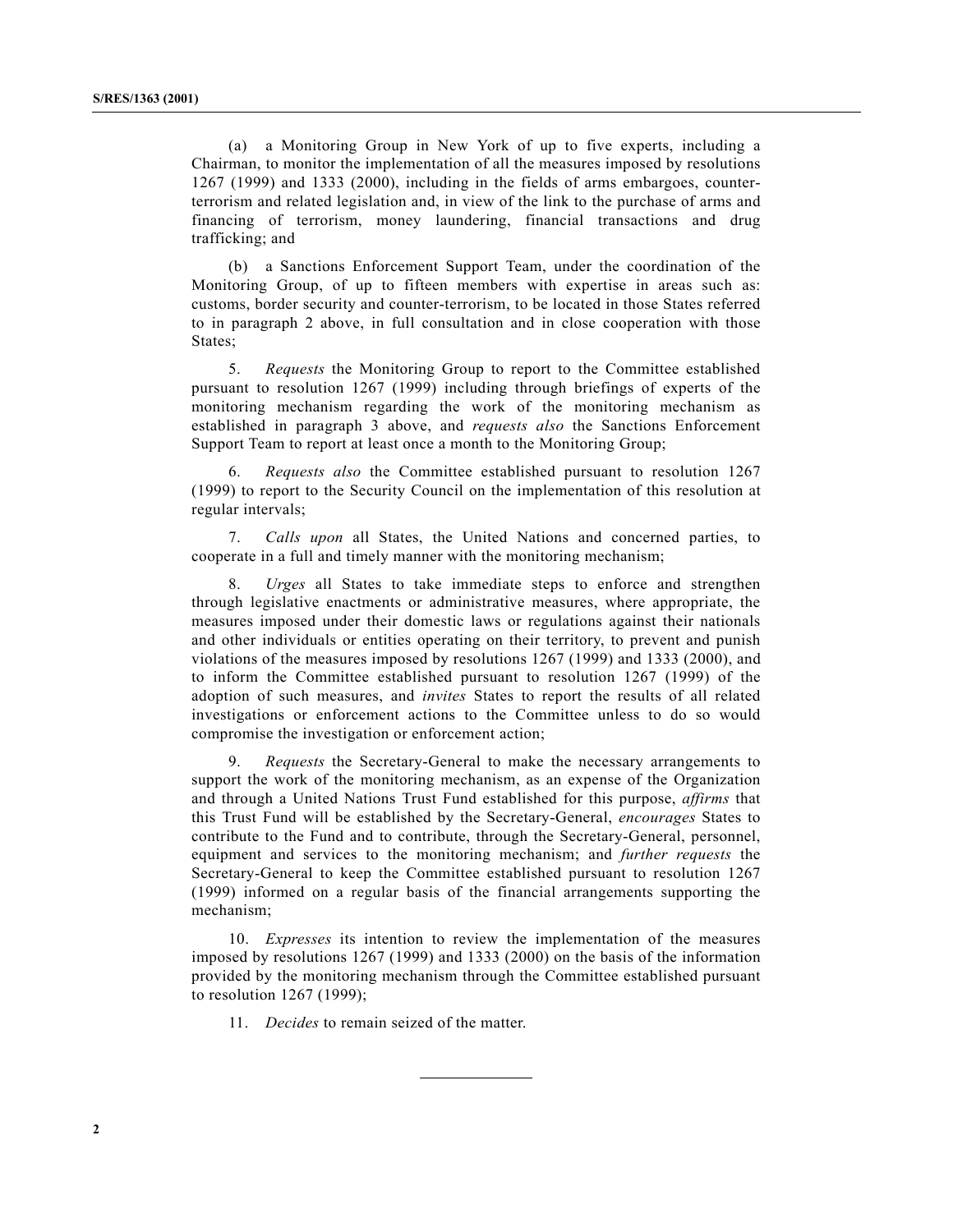(a) a Monitoring Group in New York of up to five experts, including a Chairman, to monitor the implementation of all the measures imposed by resolutions 1267 (1999) and 1333 (2000), including in the fields of arms embargoes, counter-terrorism and related legislation and, in view of the link to the purchase of arms and financing of terrorism, money laundering, financial transactions and drug trafficking; and

(b) a Sanctions Enforcement Support Team, under the coordination of the Monitoring Group, of up to fifteen members with expertise in areas such as: customs, border security and counter-terrorism, to be located in those States referred to in paragraph 2 above, in full consultation and in close cooperation with those States;

5. *Requests* the Monitoring Group to report to the Committee established pursuant to resolution 1267 (1999) including through briefings of experts of the monitoring mechanism regarding the work of the monitoring mechanism as established in paragraph 3 above, and *requests also* the Sanctions Enforcement Support Team to report at least once a month to the Monitoring Group;

6. *Requests also* the Committee established pursuant to resolution 1267 (1999) to report to the Security Council on the implementation of this resolution at regular intervals;

7. *Calls upon* all States, the United Nations and concerned parties, to cooperate in a full and timely manner with the monitoring mechanism;

8. *Urges* all States to take immediate steps to enforce and strengthen through legislative enactments or administrative measures, where appropriate, the measures imposed under their domestic laws or regulations against their nationals and other individuals or entities operating on their territory, to prevent and punish violations of the measures imposed by resolutions 1267 (1999) and 1333 (2000), and to inform the Committee established pursuant to resolution 1267 (1999) of the adoption of such measures, and *invites* States to report the results of all related investigations or enforcement actions to the Committee unless to do so would compromise the investigation or enforcement action;

9. *Requests* the Secretary-General to make the necessary arrangements to support the work of the monitoring mechanism, as an expense of the Organization and through a United Nations Trust Fund established for this purpose, *affirms* that this Trust Fund will be established by the Secretary-General, *encourages* States to contribute to the Fund and to contribute, through the Secretary-General, personnel, equipment and services to the monitoring mechanism; and *further requests* the Secretary-General to keep the Committee established pursuant to resolution 1267 (1999) informed on a regular basis of the financial arrangements supporting the mechanism;

10. *Expresses* its intention to review the implementation of the measures imposed by resolutions 1267 (1999) and 1333 (2000) on the basis of the information provided by the monitoring mechanism through the Committee established pursuant to resolution 1267 (1999);

11. *Decides* to remain seized of the matter.